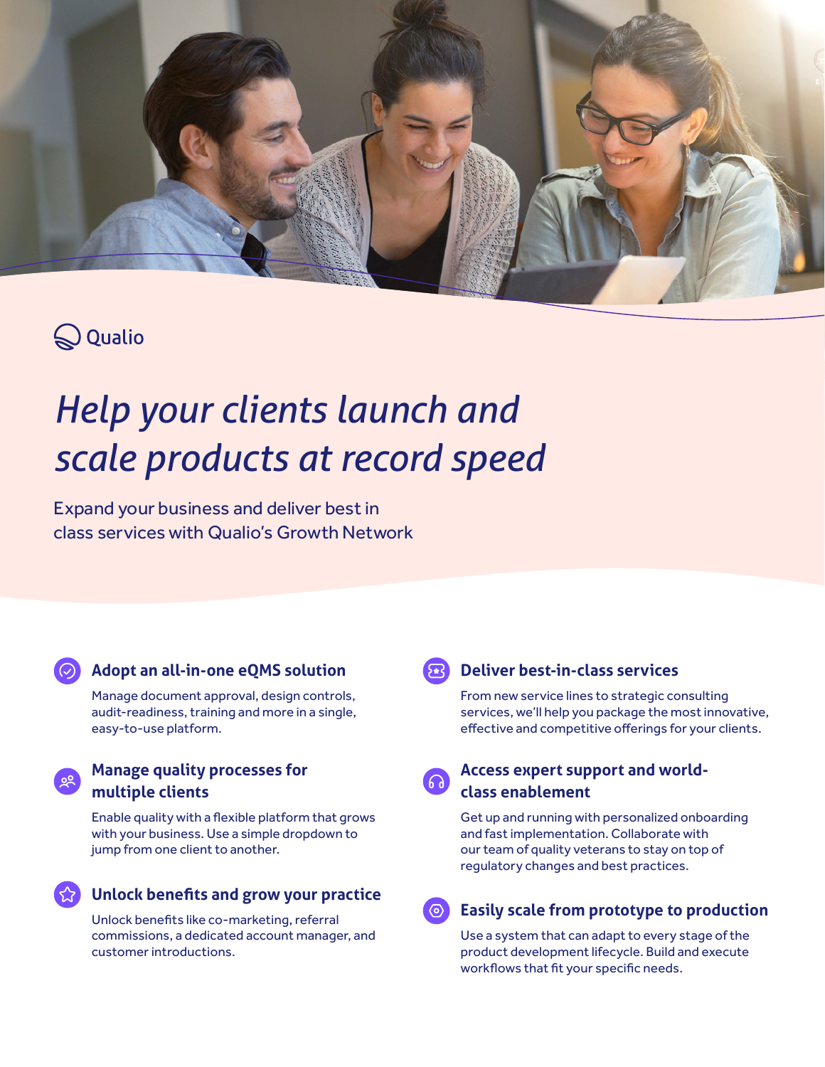Qualio

# *Help your clients launch and scale products at record speed*

Expand your business and deliver best in class services with Qualio's Growth Network

### Adopt an all-in-one eQMS solution

Manage document approval, design controls, audit-readiness, training and more in a single, easy-to-use platform.

### Manage quality processes for multiple clients

Enable quality with a flexible platform that grows with your business. Use a simple dropdown to jump from one client to another.

### Unlock benefits and grow your practice

Unlock benefits like co-marketing, referral commissions, a dedicated account manager, and customer introductions.

### Deliver best-in-class services

From new service lines to strategic consulting services, we'll help you package the most innovative, effective and competitive offerings for your clients.

### Access expert support and world-class enablement

Get up and running with personalized onboarding and fast implementation. Collaborate with our team of quality veterans to stay on top of regulatory changes and best practices.

### Easily scale from prototype to production

Use a system that can adapt to every stage of the product development lifecycle. Build and execute workflows that fit your specific needs.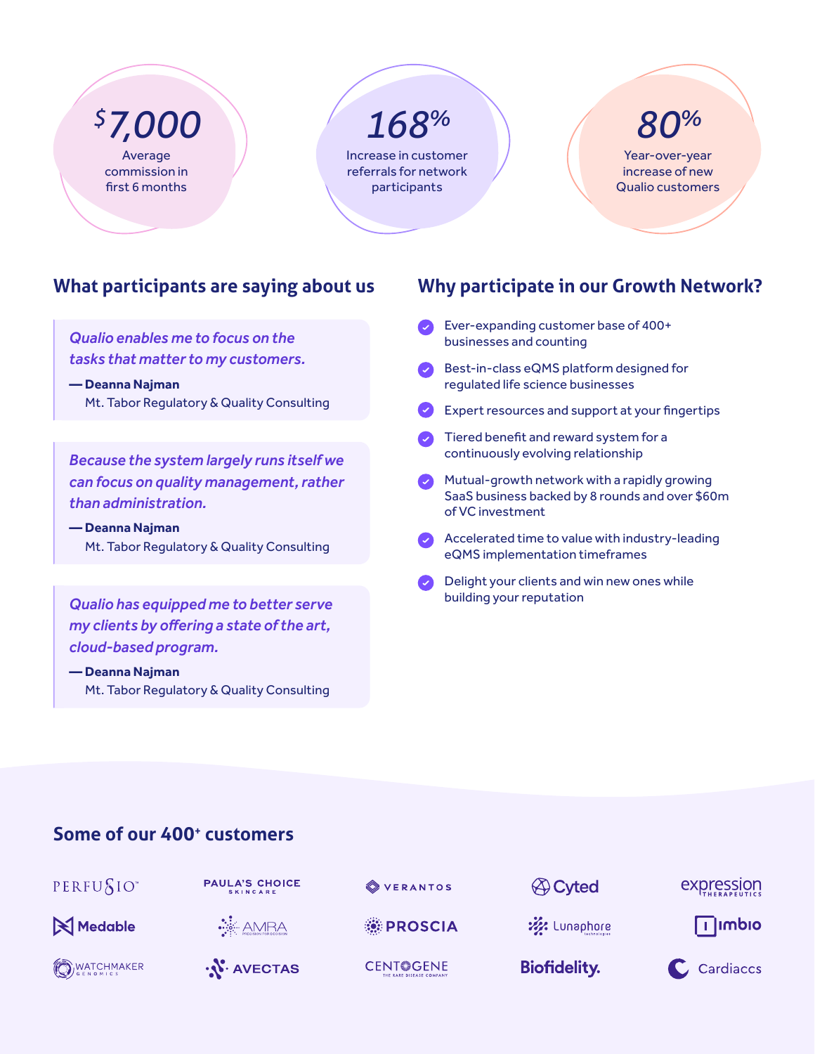**$7,000**
Average commission in first 6 months

**168%**
Increase in customer referrals for network participants

**80%**
Year-over-year increase of new Qualio customers

## What participants are saying about us

> *Qualio enables me to focus on the tasks that matter to my customers.*
>
> **— Deanna Najman**
> Mt. Tabor Regulatory & Quality Consulting

> *Because the system largely runs itself we can focus on quality management, rather than administration.*
>
> **— Deanna Najman**
> Mt. Tabor Regulatory & Quality Consulting

> *Qualio has equipped me to better serve my clients by offering a state of the art, cloud-based program.*
>
> **— Deanna Najman**
> Mt. Tabor Regulatory & Quality Consulting

## Why participate in our Growth Network?

- Ever-expanding customer base of 400+ businesses and counting
- Best-in-class eQMS platform designed for regulated life science businesses
- Expert resources and support at your fingertips
- Tiered benefit and reward system for a continuously evolving relationship
- Mutual-growth network with a rapidly growing SaaS business backed by 8 rounds and over $60m of VC investment
- Accelerated time to value with industry-leading eQMS implementation timeframes
- Delight your clients and win new ones while building your reputation

## Some of our 400+ customers

PERFUSIO, PAULA'S CHOICE SKINCARE, VERANTOS, Cyted, expression THERAPEUTICS, Medable, AMRA, PROSCIA, Lunaphore, Imbio, WATCHMAKER GENOMICS, AVECTAS, CENTOGENE, Biofidelity., Cardiaccs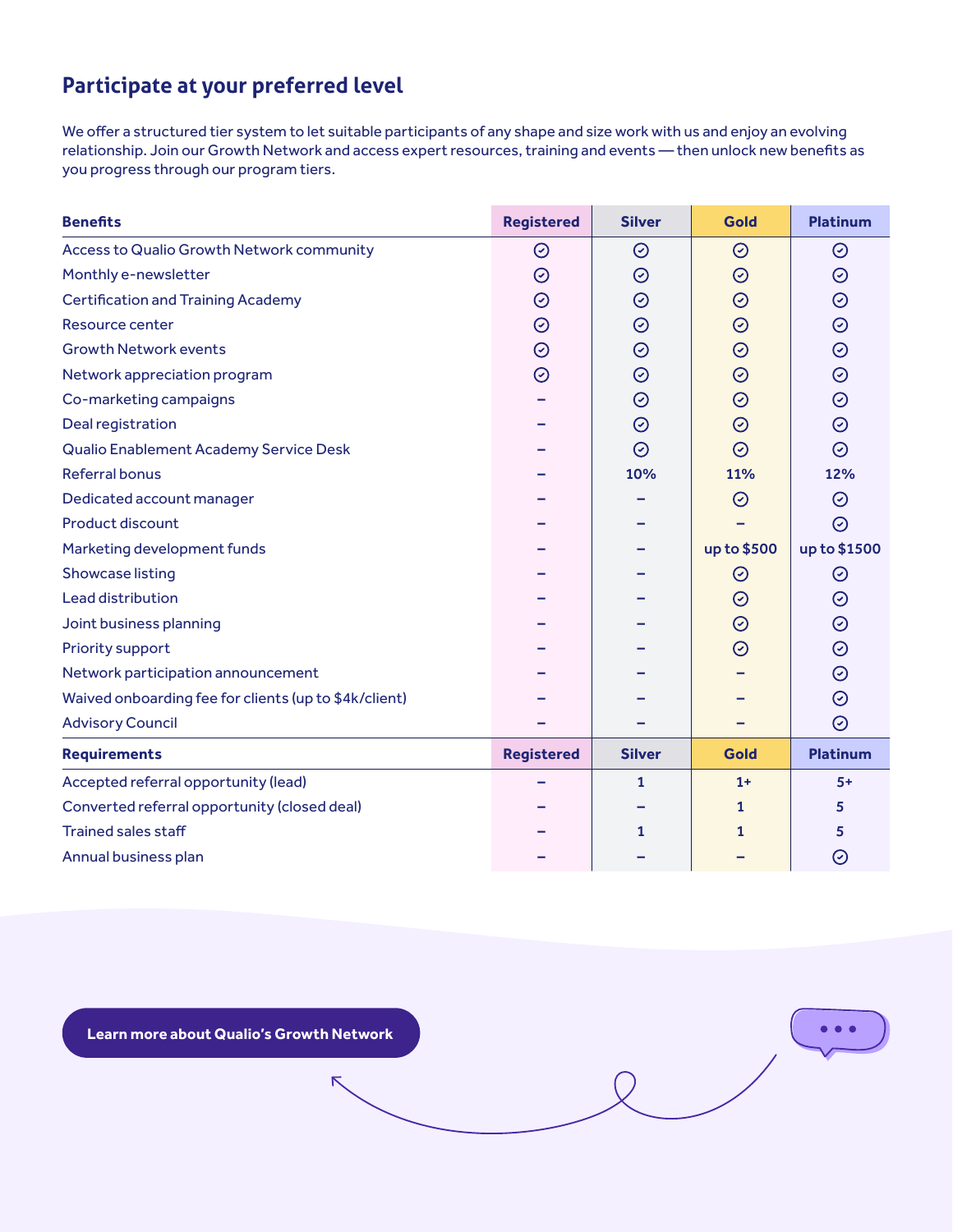## Participate at your preferred level

We offer a structured tier system to let suitable participants of any shape and size work with us and enjoy an evolving relationship. Join our Growth Network and access expert resources, training and events — then unlock new benefits as you progress through our program tiers.

| Benefits | Registered | Silver | Gold | Platinum |
|---|---|---|---|---|
| Access to Qualio Growth Network community | ✓ | ✓ | ✓ | ✓ |
| Monthly e-newsletter | ✓ | ✓ | ✓ | ✓ |
| Certification and Training Academy | ✓ | ✓ | ✓ | ✓ |
| Resource center | ✓ | ✓ | ✓ | ✓ |
| Growth Network events | ✓ | ✓ | ✓ | ✓ |
| Network appreciation program | ✓ | ✓ | ✓ | ✓ |
| Co-marketing campaigns | – | ✓ | ✓ | ✓ |
| Deal registration | – | ✓ | ✓ | ✓ |
| Qualio Enablement Academy Service Desk | – | ✓ | ✓ | ✓ |
| Referral bonus | – | 10% | 11% | 12% |
| Dedicated account manager | – | – | ✓ | ✓ |
| Product discount | – | – | – | ✓ |
| Marketing development funds | – | – | up to $500 | up to $1500 |
| Showcase listing | – | – | ✓ | ✓ |
| Lead distribution | – | – | ✓ | ✓ |
| Joint business planning | – | – | ✓ | ✓ |
| Priority support | – | – | ✓ | ✓ |
| Network participation announcement | – | – | – | ✓ |
| Waived onboarding fee for clients (up to $4k/client) | – | – | – | ✓ |
| Advisory Council | – | – | – | ✓ |
| **Requirements** | **Registered** | **Silver** | **Gold** | **Platinum** |
| Accepted referral opportunity (lead) | – | 1 | 1+ | 5+ |
| Converted referral opportunity (closed deal) | – | – | 1 | 5 |
| Trained sales staff | – | 1 | 1 | 5 |
| Annual business plan | – | – | – | ✓ |

**Learn more about Qualio's Growth Network**